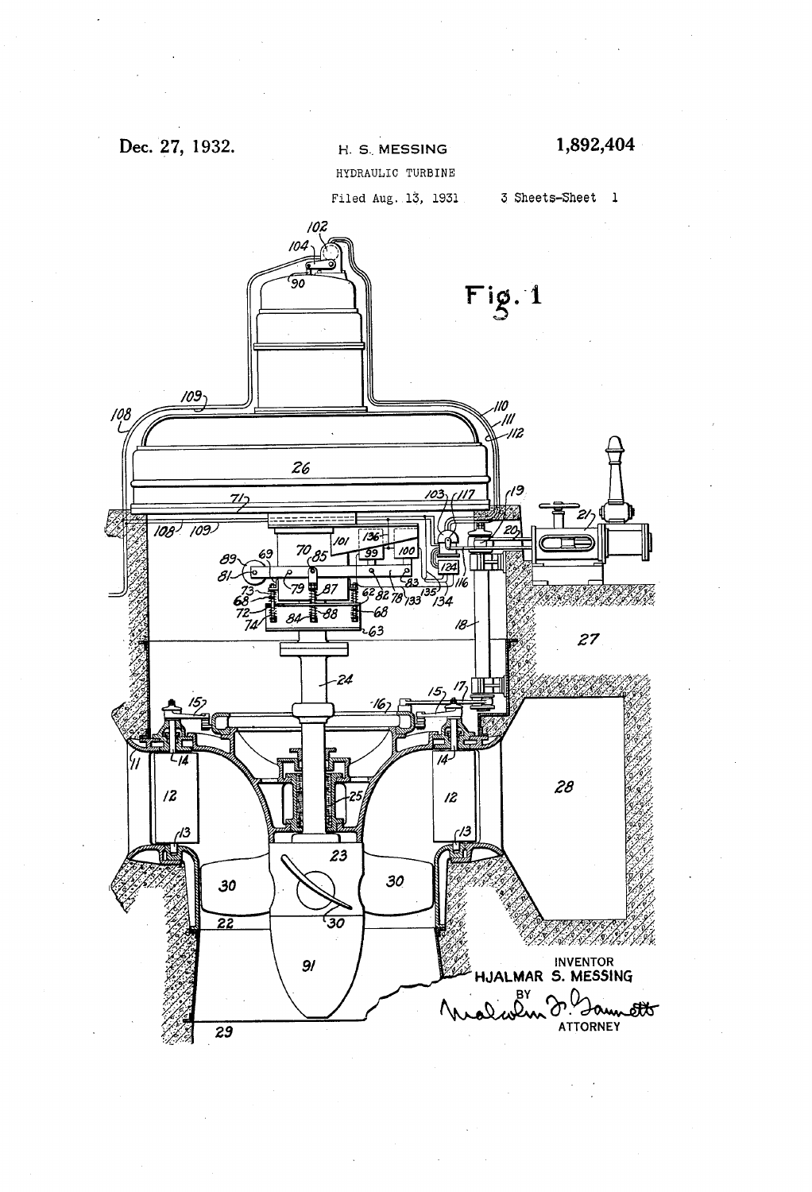Dec. 27, 1932.

H. S. MESSING

1,892,404

HYDRAULIC TURBINE

Filed Aug. 13, 1931

3 Sheets-Sheet 1

Fig. 1

INVENTOR
HJALMAR S. MESSING
BY
Malcolm D. Gannett
ATTORNEY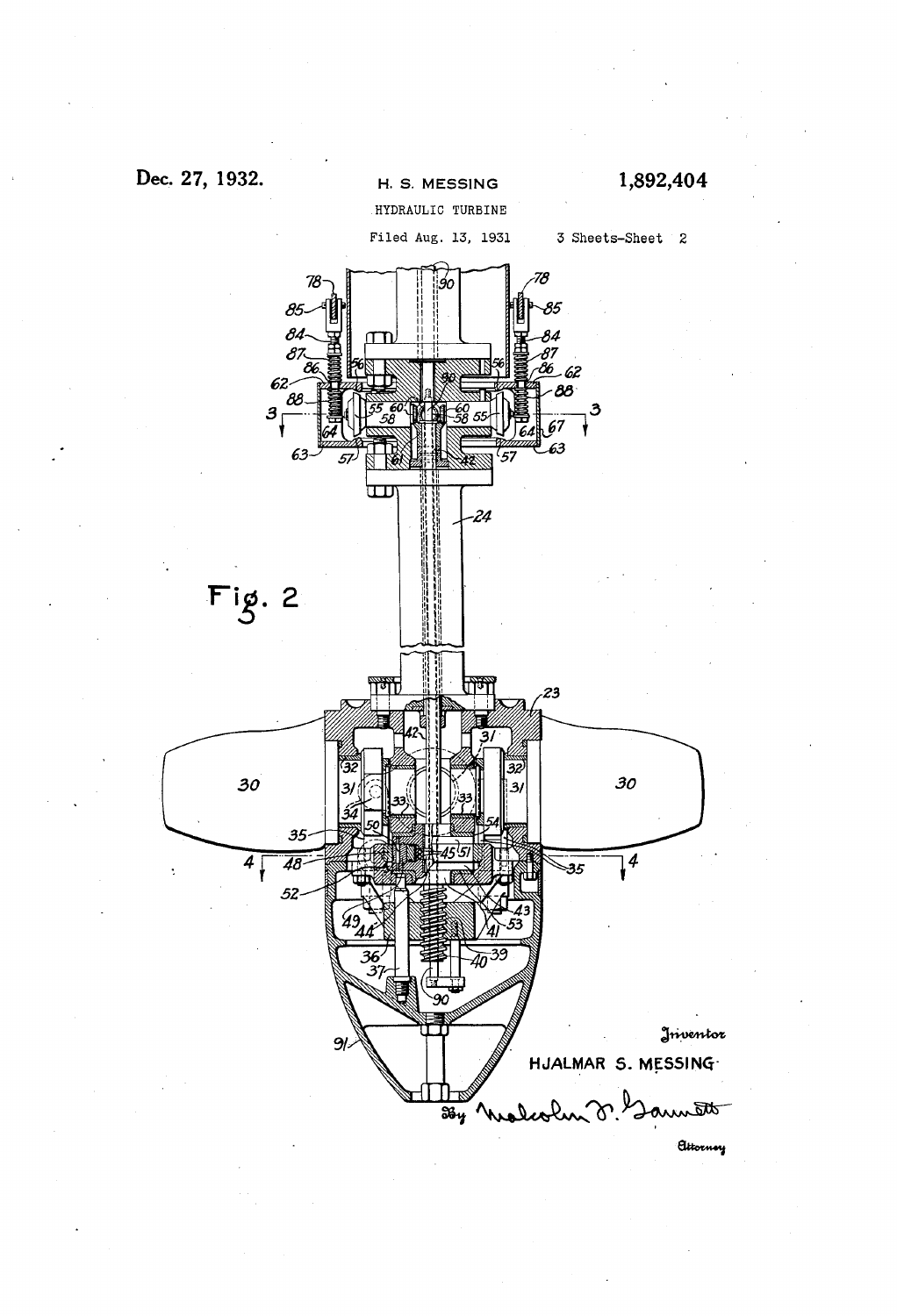Dec. 27, 1932.

H. S. MESSING

1,892,404

HYDRAULIC TURBINE

Filed Aug. 13, 1931

3 Sheets-Sheet 2

Fig. 2

Inventor

HJALMAR S. MESSING

By Malcolm W. Garrett

Attorney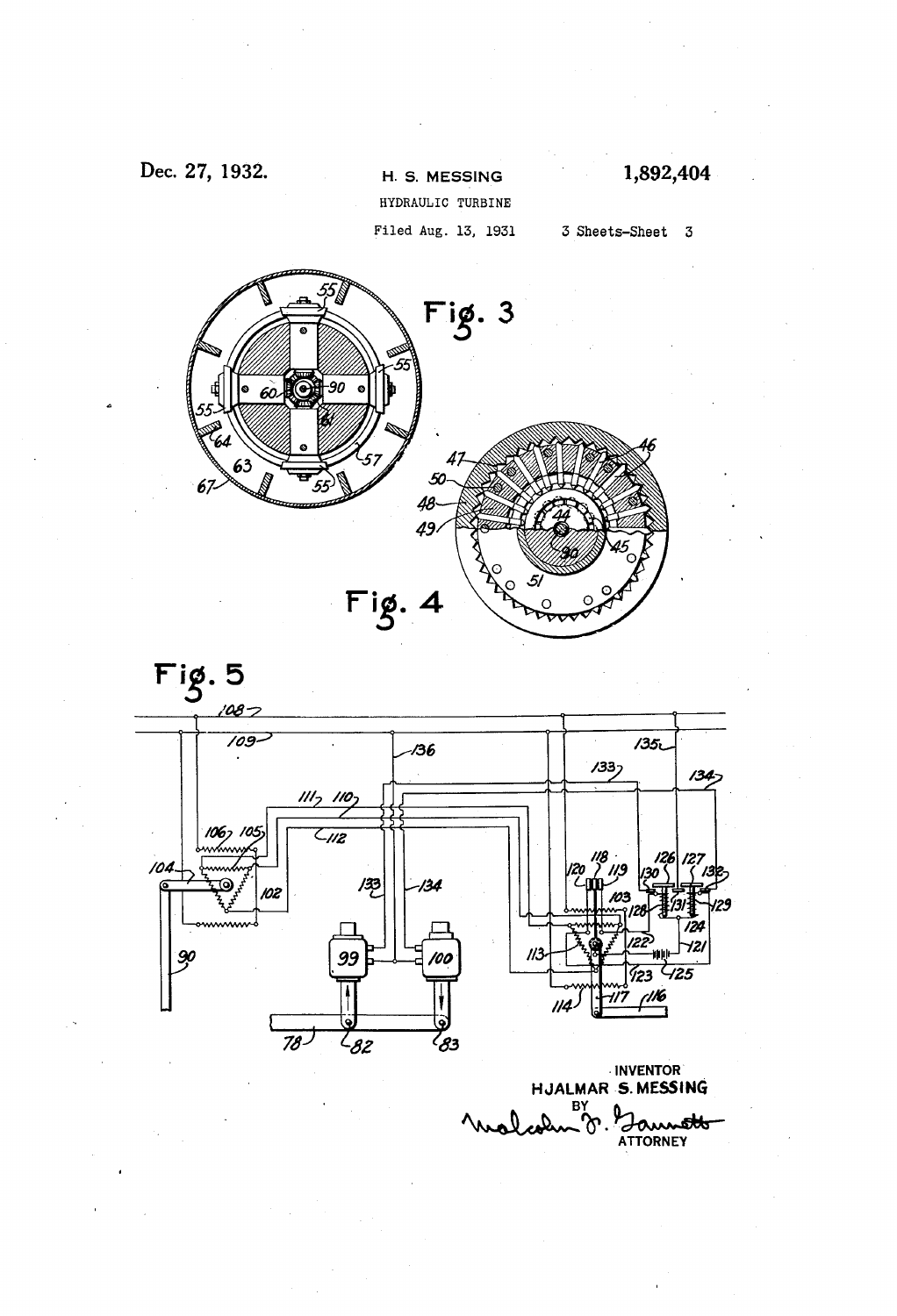Dec. 27, 1932.

H. S. MESSING

1,892,404

HYDRAULIC TURBINE

Filed Aug. 13, 1931

3 Sheets-Sheet 3

Fig. 3

Fig. 4

Fig. 5

INVENTOR
HJALMAR S. MESSING
BY
Malcolm F. Garrett
ATTORNEY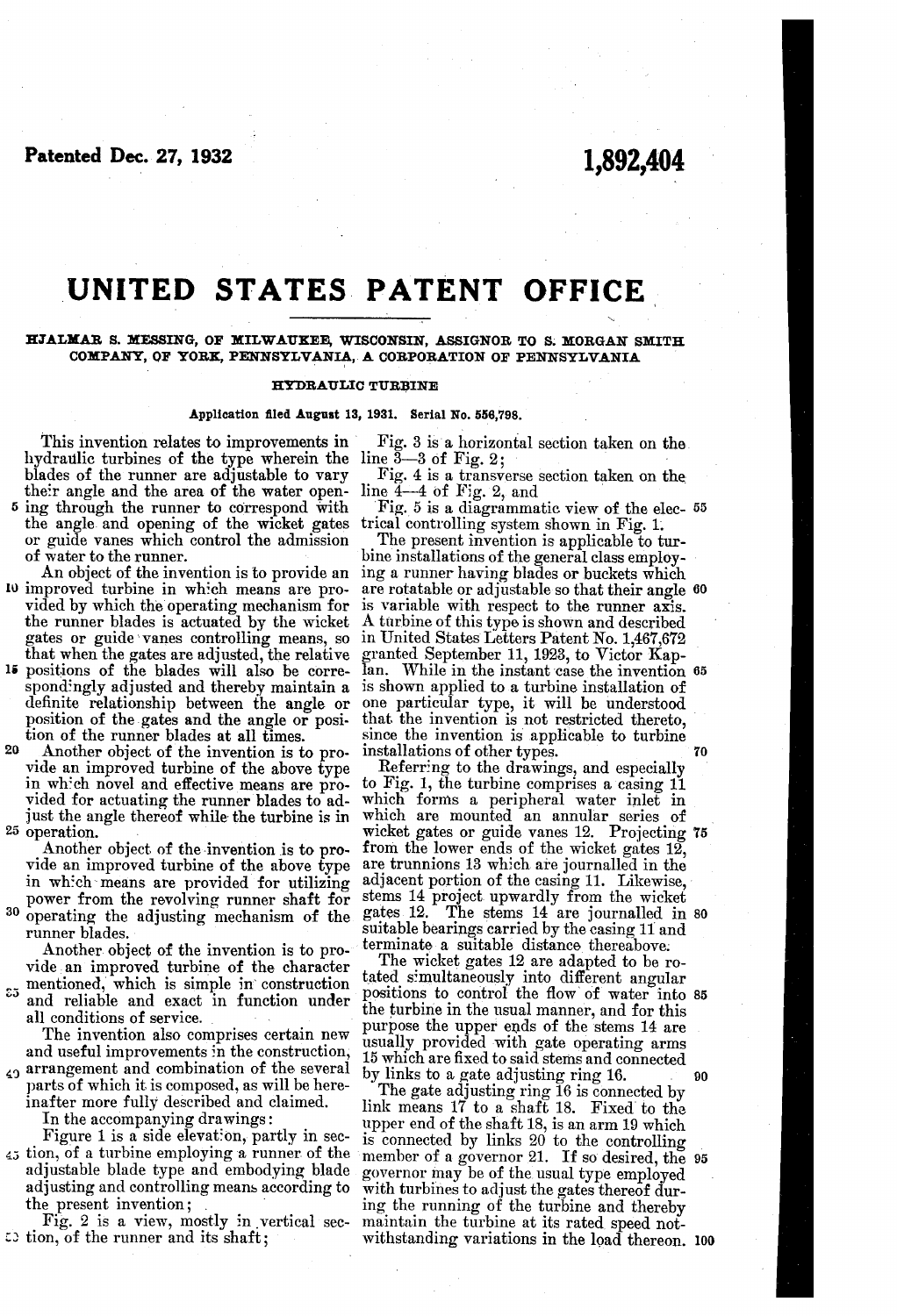Patented Dec. 27, 1932

1,892,404

# UNITED STATES PATENT OFFICE

HJALMAR S. MESSING, OF MILWAUKEE, WISCONSIN, ASSIGNOR TO S. MORGAN SMITH COMPANY, OF YORK, PENNSYLVANIA, A CORPORATION OF PENNSYLVANIA

## HYDRAULIC TURBINE

Application filed August 13, 1931. Serial No. 556,798.

This invention relates to improvements in hydraulic turbines of the type wherein the blades of the runner are adjustable to vary their angle and the area of the water opening through the runner to correspond with the angle and opening of the wicket gates or guide vanes which control the admission of water to the runner.

An object of the invention is to provide an improved turbine in which means are provided by which the operating mechanism for the runner blades is actuated by the wicket gates or guide vanes controlling means, so that when the gates are adjusted, the relative positions of the blades will also be correspondingly adjusted and thereby maintain a definite relationship between the angle or position of the gates and the angle or position of the runner blades at all times.

Another object of the invention is to provide an improved turbine of the above type in which novel and effective means are provided for actuating the runner blades to adjust the angle thereof while the turbine is in operation.

Another object of the invention is to provide an improved turbine of the above type in which means are provided for utilizing power from the revolving runner shaft for operating the adjusting mechanism of the runner blades.

Another object of the invention is to provide an improved turbine of the character mentioned, which is simple in construction and reliable and exact in function under all conditions of service.

The invention also comprises certain new and useful improvements in the construction, arrangement and combination of the several parts of which it is composed, as will be hereinafter more fully described and claimed.

In the accompanying drawings:

Figure 1 is a side elevation, partly in section, of a turbine employing a runner of the adjustable blade type and embodying blade adjusting and controlling means according to the present invention;

Fig. 2 is a view, mostly in vertical section, of the runner and its shaft;

Fig. 3 is a horizontal section taken on the line 3—3 of Fig. 2;

Fig. 4 is a transverse section taken on the line 4—4 of Fig. 2, and

Fig. 5 is a diagrammatic view of the electrical controlling system shown in Fig. 1.

The present invention is applicable to turbine installations of the general class employing a runner having blades or buckets which are rotatable or adjustable so that their angle is variable with respect to the runner axis. A turbine of this type is shown and described in United States Letters Patent No. 1,467,672 granted September 11, 1923, to Victor Kaplan. While in the instant case the invention is shown applied to a turbine installation of one particular type, it will be understood that the invention is not restricted thereto, since the invention is applicable to turbine installations of other types.

Referring to the drawings, and especially to Fig. 1, the turbine comprises a casing 11 which forms a peripheral water inlet in which are mounted an annular series of wicket gates or guide vanes 12. Projecting from the lower ends of the wicket gates 12, are trunnions 13 which are journalled in the adjacent portion of the casing 11. Likewise, stems 14 project upwardly from the wicket gates 12. The stems 14 are journalled in suitable bearings carried by the casing 11 and terminate a suitable distance thereabove.

The wicket gates 12 are adapted to be rotated simultaneously into different angular positions to control the flow of water into the turbine in the usual manner, and for this purpose the upper ends of the stems 14 are usually provided with gate operating arms 15 which are fixed to said stems and connected by links to a gate adjusting ring 16.

The gate adjusting ring 16 is connected by link means 17 to a shaft 18. Fixed to the upper end of the shaft 18, is an arm 19 which is connected by links 20 to the controlling member of a governor 21. If so desired, the governor may be of the usual type employed with turbines to adjust the gates thereof during the running of the turbine and thereby maintain the turbine at its rated speed notwithstanding variations in the load thereon.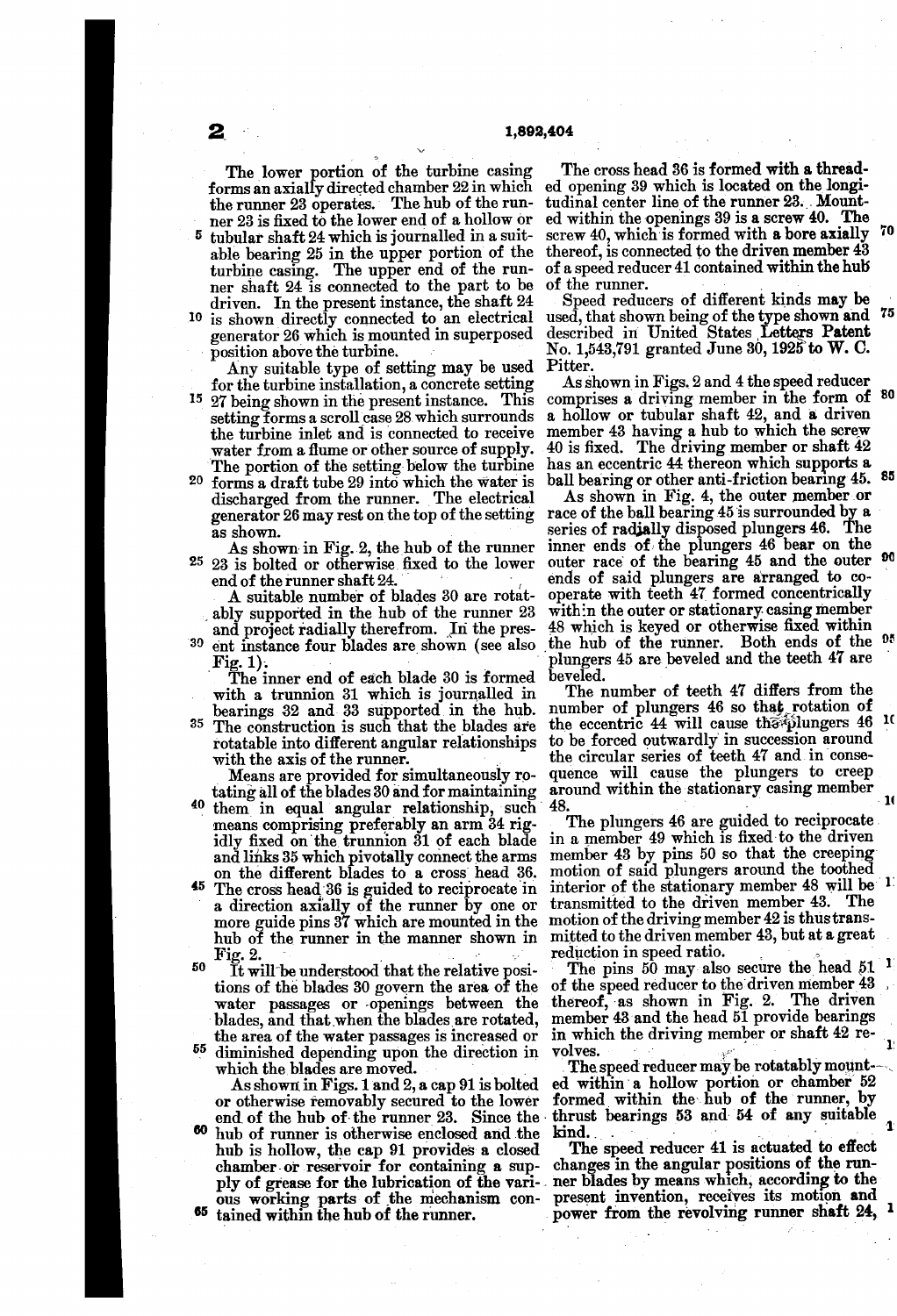The lower portion of the turbine casing forms an axially directed chamber 22 in which the runner 23 operates. The hub of the runner 23 is fixed to the lower end of a hollow or tubular shaft 24 which is journalled in a suitable bearing 25 in the upper portion of the turbine casing. The upper end of the runner shaft 24 is connected to the part to be driven. In the present instance, the shaft 24 is shown directly connected to an electrical generator 26 which is mounted in superposed position above the turbine.

Any suitable type of setting may be used for the turbine installation, a concrete setting 27 being shown in the present instance. This setting forms a scroll case 28 which surrounds the turbine inlet and is connected to receive water from a flume or other source of supply. The portion of the setting below the turbine forms a draft tube 29 into which the water is discharged from the runner. The electrical generator 26 may rest on the top of the setting as shown.

As shown in Fig. 2, the hub of the runner 23 is bolted or otherwise fixed to the lower end of the runner shaft 24.

A suitable number of blades 30 are rotatably supported in the hub of the runner 23 and project radially therefrom. In the present instance four blades are shown (see also Fig. 1).

The inner end of each blade 30 is formed with a trunnion 31 which is journalled in bearings 32 and 33 supported in the hub. The construction is such that the blades are rotatable into different angular relationships with the axis of the runner.

Means are provided for simultaneously rotating all of the blades 30 and for maintaining them in equal angular relationship, such means comprising preferably an arm 34 rigidly fixed on the trunnion 31 of each blade and links 35 which pivotally connect the arms on the different blades to a cross head 36. The cross head 36 is guided to reciprocate in a direction axially of the runner by one or more guide pins 37 which are mounted in the hub of the runner in the manner shown in Fig. 2.

It will be understood that the relative positions of the blades 30 govern the area of the water passages or openings between the blades, and that when the blades are rotated, the area of the water passages is increased or diminished depending upon the direction in which the blades are moved.

As shown in Figs. 1 and 2, a cap 91 is bolted or otherwise removably secured to the lower end of the hub of the runner 23. Since the hub of runner is otherwise enclosed and the hub is hollow, the cap 91 provides a closed chamber or reservoir for containing a supply of grease for the lubrication of the various working parts of the mechanism contained within the hub of the runner.

The cross head 36 is formed with a threaded opening 39 which is located on the longitudinal center line of the runner 23. Mounted within the openings 39 is a screw 40. The screw 40, which is formed with a bore axially thereof, is connected to the driven member 43 of a speed reducer 41 contained within the hub of the runner.

Speed reducers of different kinds may be used, that shown being of the type shown and described in United States Letters Patent No. 1,543,791 granted June 30, 1925 to W. C. Pitter.

As shown in Figs. 2 and 4 the speed reducer comprises a driving member in the form of a hollow or tubular shaft 42, and a driven member 43 having a hub to which the screw 40 is fixed. The driving member or shaft 42 has an eccentric 44 thereon which supports a ball bearing or other anti-friction bearing 45.

As shown in Fig. 4, the outer member or race of the ball bearing 45 is surrounded by a series of radially disposed plungers 46. The inner ends of the plungers 46 bear on the outer race of the bearing 45 and the outer ends of said plungers are arranged to cooperate with teeth 47 formed concentrically within the outer or stationary casing member 48 which is keyed or otherwise fixed within the hub of the runner. Both ends of the plungers 45 are beveled and the teeth 47 are beveled.

The number of teeth 47 differs from the number of plungers 46 so that rotation of the eccentric 44 will cause the plungers 46 to be forced outwardly in succession around the circular series of teeth 47 and in consequence will cause the plungers to creep around within the stationary casing member 48.

The plungers 46 are guided to reciprocate in a member 49 which is fixed to the driven member 43 by pins 50 so that the creeping motion of said plungers around the toothed interior of the stationary member 48 will be transmitted to the driven member 43. The motion of the driving member 42 is thus transmitted to the driven member 43, but at a great reduction in speed ratio.

The pins 50 may also secure the head 51 of the speed reducer to the driven member 43 thereof, as shown in Fig. 2. The driven member 43 and the head 51 provide bearings in which the driving member or shaft 42 revolves.

The speed reducer may be rotatably mounted within a hollow portion or chamber 52 formed within the hub of the runner, by thrust bearings 53 and 54 of any suitable kind.

The speed reducer 41 is actuated to effect changes in the angular positions of the runner blades by means which, according to the present invention, receives its motion and power from the revolving runner shaft 24,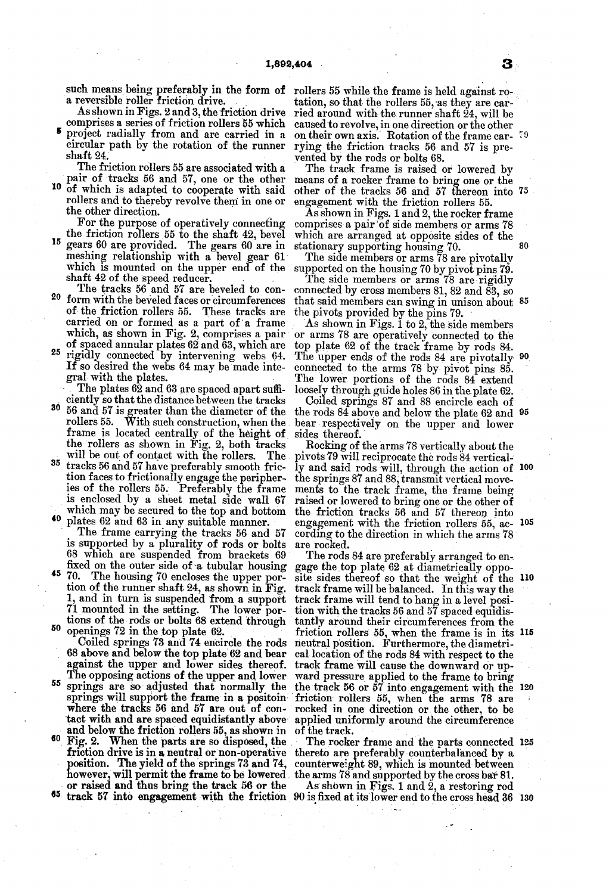such means being preferably in the form of a reversible roller friction drive.

As shown in Figs. 2 and 3, the friction drive comprises a series of friction rollers 55 which project radially from and are carried in a circular path by the rotation of the runner shaft 24.

The friction rollers 55 are associated with a pair of tracks 56 and 57, one or the other of which is adapted to cooperate with said rollers and to thereby revolve them in one or the other direction.

For the purpose of operatively connecting the friction rollers 55 to the shaft 42, bevel gears 60 are provided. The gears 60 are in meshing relationship with a bevel gear 61 which is mounted on the upper end of the shaft 42 of the speed reducer.

The tracks 56 and 57 are beveled to conform with the beveled faces or circumferences of the friction rollers 55. These tracks are carried on or formed as a part of a frame which, as shown in Fig. 2, comprises a pair of spaced annular plates 62 and 63, which are rigidly connected by intervening webs 64. If so desired the webs 64 may be made integral with the plates.

The plates 62 and 63 are spaced apart sufficiently so that the distance between the tracks 56 and 57 is greater than the diameter of the rollers 55. With such construction, when the frame is located centrally of the height of the rollers as shown in Fig. 2, both tracks will be out of contact with the rollers. The tracks 56 and 57 have preferably smooth friction faces to frictionally engage the peripheries of the rollers 55. Preferably the frame is enclosed by a sheet metal side wall 67 which may be secured to the top and bottom plates 62 and 63 in any suitable manner.

The frame carrying the tracks 56 and 57 is supported by a plurality of rods or bolts 68 which are suspended from brackets 69 fixed on the outer side of a tubular housing 70. The housing 70 encloses the upper portion of the runner shaft 24, as shown in Fig. 1, and in turn is suspended from a support 71 mounted in the setting. The lower portions of the rods or bolts 68 extend through openings 72 in the top plate 62.

Coiled springs 73 and 74 encircle the rods 68 above and below the top plate 62 and bear against the upper and lower sides thereof. The opposing actions of the upper and lower springs are so adjusted that normally the springs will support the frame in a positoin where the tracks 56 and 57 are out of contact with and are spaced equidistantly above and below the friction rollers 55, as shown in Fig. 2. When the parts are so disposed, the friction drive is in a neutral or non-operative position. The yield of the springs 73 and 74, however, will permit the frame to be lowered or raised and thus bring the track 56 or the track 57 into engagement with the friction rollers 55 while the frame is held against rotation, so that the rollers 55, as they are carried around with the runner shaft 24, will be caused to revolve, in one direction or the other on their own axis. Rotation of the frame carrying the friction tracks 56 and 57 is prevented by the rods or bolts 68.

The track frame is raised or lowered by means of a rocker frame to bring one or the other of the tracks 56 and 57 thereon into engagement with the friction rollers 55.

As shown in Figs. 1 and 2, the rocker frame comprises a pair of side members or arms 78 which are arranged at opposite sides of the stationary supporting housing 70.

The side members or arms 78 are pivotally supported on the housing 70 by pivot pins 79.

The side members or arms 78 are rigidly connected by cross members 81, 82 and 83, so that said members can swing in unison about the pivots provided by the pins 79.

As shown in Figs. 1 to 2, the side members or arms 78 are operatively connected to the top plate 62 of the track frame by rods 84. The upper ends of the rods 84 are pivotally connected to the arms 78 by pivot pins 85. The lower portions of the rods 84 extend loosely through guide holes 86 in the plate 62.

Coiled springs 87 and 88 encircle each of the rods 84 above and below the plate 62 and bear respectively on the upper and lower sides thereof.

Rocking of the arms 78 vertically about the pivots 79 will reciprocate the rods 84 vertically and said rods will, through the action of the springs 87 and 88, transmit vertical movements to the track frame, the frame being raised or lowered to bring one or the other of the friction tracks 56 and 57 thereon into engagement with the friction rollers 55, according to the direction in which the arms 78 are rocked.

The rods 84 are preferably arranged to engage the top plate 62 at diametrically opposite sides thereof so that the weight of the track frame will be balanced. In this way the track frame will tend to hang in a level position with the tracks 56 and 57 spaced equidistantly around their circumferences from the friction rollers 55, when the frame is in its neutral position. Furthermore, the diametrical location of the rods 84 with respect to the track frame will cause the downward or upward pressure applied to the frame to bring the track 56 or 57 into engagement with the friction rollers 55, when the arms 78 are rocked in one direction or the other, to be applied uniformly around the circumference of the track.

The rocker frame and the parts connected thereto are preferably counterbalanced by a counterweight 89, which is mounted between the arms 78 and supported by the cross bar 81.

As shown in Figs. 1 and 2, a restoring rod 90 is fixed at its lower end to the cross head 36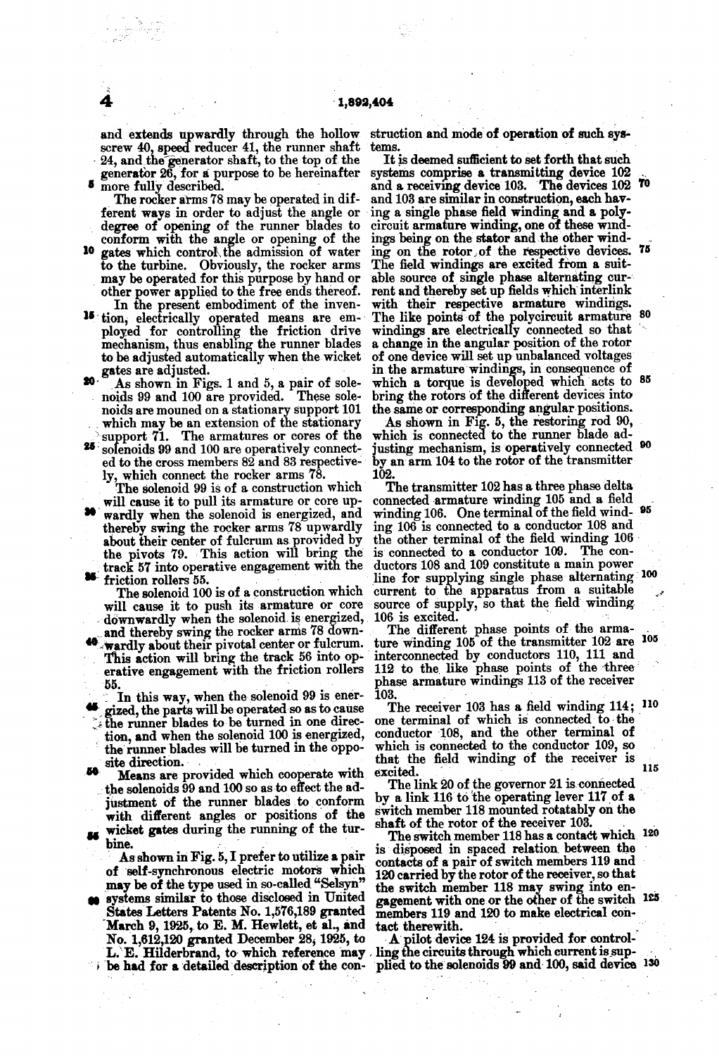and extends upwardly through the hollow screw 40, speed reducer 41, the runner shaft 24, and the generator shaft, to the top of the generator 26, for a purpose to be hereinafter more fully described.

The rocker arms 78 may be operated in different ways in order to adjust the angle or degree of opening of the runner blades to conform with the angle or opening of the gates which control the admission of water to the turbine. Obviously, the rocker arms may be operated for this purpose by hand or other power applied to the free ends thereof.

In the present embodiment of the invention, electrically operated means are employed for controlling the friction drive mechanism, thus enabling the runner blades to be adjusted automatically when the wicket gates are adjusted.

As shown in Figs. 1 and 5, a pair of solenoids 99 and 100 are provided. These solenoids are mouned on a stationary support 101 which may be an extension of the stationary support 71. The armatures or cores of the solenoids 99 and 100 are operatively connected to the cross members 82 and 83 respectively, which connect the rocker arms 78.

The solenoid 99 is of a construction which will cause it to pull its armature or core upwardly when the solenoid is energized, and thereby swing the rocker arms 78 upwardly about their center of fulcrum as provided by the pivots 79. This action will bring the track 57 into operative engagement with the friction rollers 55.

The solenoid 100 is of a construction which will cause it to push its armature or core downwardly when the solenoid is energized, and thereby swing the rocker arms 78 downwardly about their pivotal center or fulcrum. This action will bring the track 56 into operative engagement with the friction rollers 55.

In this way, when the solenoid 99 is energized, the parts will be operated so as to cause the runner blades to be turned in one direction, and when the solenoid 100 is energized, the runner blades will be turned in the opposite direction.

Means are provided which cooperate with the solenoids 99 and 100 so as to effect the adjustment of the runner blades to conform with different angles or positions of the wicket gates during the running of the turbine.

As shown in Fig. 5, I prefer to utilize a pair of self-synchronous electric motors which may be of the type used in so-called "Selsyn" systems similar to those disclosed in United States Letters Patents No. 1,576,189 granted March 9, 1925, to E. M. Hewlett, et al., and No. 1,612,120 granted December 28, 1925, to L. E. Hilderbrand, to which reference may be had for a detailed description of the construction and mode of operation of such systems.

It is deemed sufficient to set forth that such systems comprise a transmitting device 102 and a receiving device 103. The devices 102 and 103 are similar in construction, each having a single phase field winding and a polycircuit armature winding, one of these windings being on the stator and the other winding on the rotor of the respective devices. The field windings are excited from a suitable source of single phase alternating current and thereby set up fields which interlink with their respective armature windings. The like points of the polycircuit armature windings are electrically connected so that a change in the angular position of the rotor of one device will set up unbalanced voltages in the armature windings, in consequence of which a torque is developed which acts to bring the rotors of the different devices into the same or corresponding angular positions.

As shown in Fig. 5, the restoring rod 90, which is connected to the runner blade adjusting mechanism, is operatively connected by an arm 104 to the rotor of the transmitter 102.

The transmitter 102 has a three phase delta connected armature winding 105 and a field winding 106. One terminal of the field winding 106 is connected to a conductor 108 and the other terminal of the field winding 106 is connected to a conductor 109. The conductors 108 and 109 constitute a main power line for supplying single phase alternating current to the apparatus from a suitable source of supply, so that the field winding 106 is excited.

The different phase points of the armature winding 105 of the transmitter 102 are interconnected by conductors 110, 111 and 112 to the like phase points of the three phase armature windings 113 of the receiver 103.

The receiver 103 has a field winding 114; one terminal of which is connected to the conductor 108, and the other terminal of which is connected to the conductor 109, so that the field winding of the receiver is excited.

The link 20 of the governor 21 is connected by a link 116 to the operating lever 117 of a switch member 118 mounted rotatably on the shaft of the rotor of the receiver 103.

The switch member 118 has a contact which is disposed in spaced relation between the contacts of a pair of switch members 119 and 120 carried by the rotor of the receiver, so that the switch member 118 may swing into engagement with one or the other of the switch members 119 and 120 to make electrical contact therewith.

A pilot device 124 is provided for controlling the circuits through which current is supplied to the solenoids 99 and 100, said device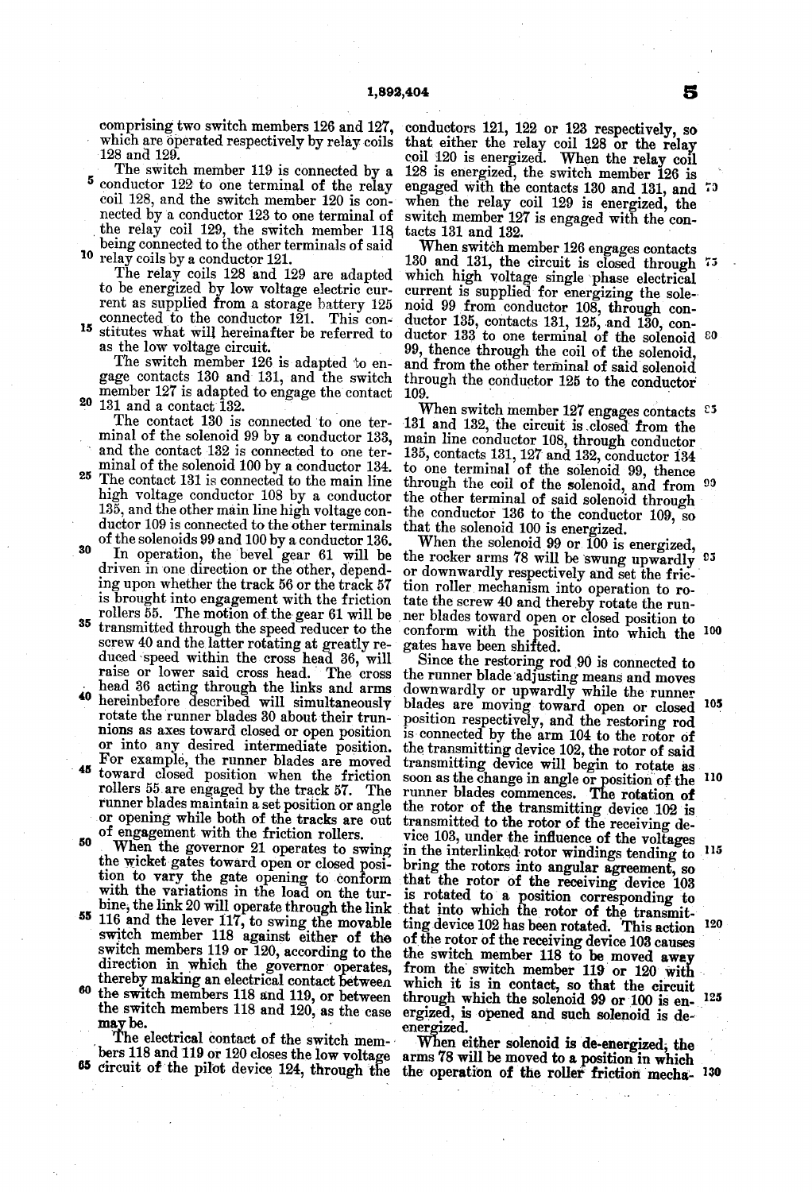comprising two switch members 126 and 127, which are operated respectively by relay coils 128 and 129.

The switch member 119 is connected by a conductor 122 to one terminal of the relay coil 128, and the switch member 120 is connected by a conductor 123 to one terminal of the relay coil 129, the switch member 118 being connected to the other terminals of said relay coils by a conductor 121.

The relay coils 128 and 129 are adapted to be energized by low voltage electric current as supplied from a storage battery 125 connected to the conductor 121. This constitutes what will hereinafter be referred to as the low voltage circuit.

The switch member 126 is adapted to engage contacts 130 and 131, and the switch member 127 is adapted to engage the contact 131 and a contact 132.

The contact 130 is connected to one terminal of the solenoid 99 by a conductor 133, and the contact 132 is connected to one terminal of the solenoid 100 by a conductor 134. The contact 131 is connected to the main line high voltage conductor 108 by a conductor 135, and the other main line high voltage conductor 109 is connected to the other terminals of the solenoids 99 and 100 by a conductor 136.

In operation, the bevel gear 61 will be driven in one direction or the other, depending upon whether the track 56 or the track 57 is brought into engagement with the friction rollers 55. The motion of the gear 61 will be transmitted through the speed reducer to the screw 40 and the latter rotating at greatly reduced speed within the cross head 36, will raise or lower said cross head. The cross head 36 acting through the links and arms hereinbefore described will simultaneously rotate the runner blades 30 about their trunnions as axes toward closed or open position or into any desired intermediate position. For example, the runner blades are moved toward closed position when the friction rollers 55 are engaged by the track 57. The runner blades maintain a set position or angle or opening while both of the tracks are out of engagement with the friction rollers.

When the governor 21 operates to swing the wicket gates toward open or closed position to vary the gate opening to conform with the variations in the load on the turbine, the link 20 will operate through the link 116 and the lever 117, to swing the movable switch member 118 against either of the switch members 119 or 120, according to the direction in which the governor operates, thereby making an electrical contact between the switch members 118 and 119, or between the switch members 118 and 120, as the case may be.

The electrical contact of the switch members 118 and 119 or 120 closes the low voltage circuit of the pilot device 124, through the conductors 121, 122 or 123 respectively, so that either the relay coil 128 or the relay coil 120 is energized. When the relay coil 128 is energized, the switch member 126 is engaged with the contacts 130 and 131, and when the relay coil 129 is energized, the switch member 127 is engaged with the contacts 131 and 132.

When switch member 126 engages contacts 130 and 131, the circuit is closed through which high voltage single phase electrical current is supplied for energizing the solenoid 99 from conductor 108, through conductor 135, contacts 131, 125, and 130, conductor 133 to one terminal of the solenoid 99, thence through the coil of the solenoid, and from the other terminal of said solenoid through the conductor 125 to the conductor 109.

When switch member 127 engages contacts 131 and 132, the circuit is closed from the main line conductor 108, through conductor 135, contacts 131, 127 and 132, conductor 134 to one terminal of the solenoid 99, thence through the coil of the solenoid, and from the other terminal of said solenoid through the conductor 136 to the conductor 109, so that the solenoid 100 is energized.

When the solenoid 99 or 100 is energized, the rocker arms 78 will be swung upwardly or downwardly respectively and set the friction roller mechanism into operation to rotate the screw 40 and thereby rotate the runner blades toward open or closed position to conform with the position into which the gates have been shifted.

Since the restoring rod 90 is connected to the runner blade adjusting means and moves downwardly or upwardly while the runner blades are moving toward open or closed position respectively, and the restoring rod is connected by the arm 104 to the rotor of the transmitting device 102, the rotor of said transmitting device will begin to rotate as soon as the change in angle or position of the runner blades commences. The rotation of the rotor of the transmitting device 102 is transmitted to the rotor of the receiving device 103, under the influence of the voltages in the interlinked rotor windings tending to bring the rotors into angular agreement, so that the rotor of the receiving device 103 is rotated to a position corresponding to that into which the rotor of the transmitting device 102 has been rotated. This action of the rotor of the receiving device 103 causes the switch member 118 to be moved away from the switch member 119 or 120 with which it is in contact, so that the circuit through which the solenoid 99 or 100 is energized, is opened and such solenoid is de-energized.

When either solenoid is de-energized, the arms 78 will be moved to a position in which the operation of the roller friction mecha-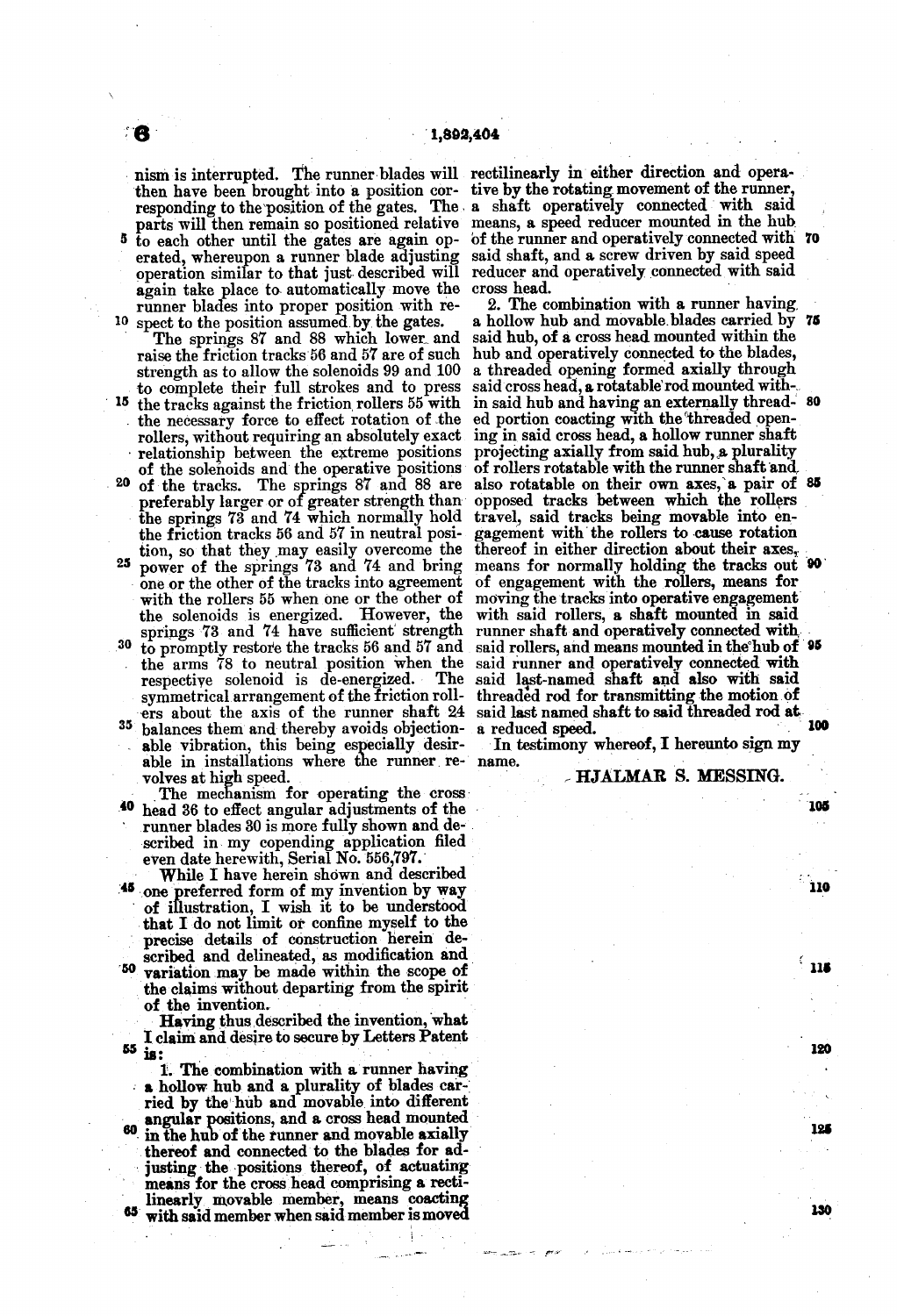nism is interrupted. The runner blades will then have been brought into a position corresponding to the position of the gates. The parts will then remain so positioned relative to each other until the gates are again operated, whereupon a runner blade adjusting operation similar to that just described will again take place to automatically move the runner blades into proper position with respect to the position assumed by the gates.

The springs 87 and 88 which lower and raise the friction tracks 56 and 57 are of such strength as to allow the solenoids 99 and 100 to complete their full strokes and to press the tracks against the friction rollers 55 with the necessary force to effect rotation of the rollers, without requiring an absolutely exact relationship between the extreme positions of the solenoids and the operative positions of the tracks. The springs 87 and 88 are preferably larger or of greater strength than the springs 73 and 74 which normally hold the friction tracks 56 and 57 in neutral position, so that they may easily overcome the power of the springs 73 and 74 and bring one or the other of the tracks into agreement with the rollers 55 when one or the other of the solenoids is energized. However, the springs 73 and 74 have sufficient strength to promptly restore the tracks 56 and 57 and the arms 78 to neutral position when the respective solenoid is de-energized. The symmetrical arrangement of the friction rollers about the axis of the runner shaft 24 balances them and thereby avoids objectionable vibration, this being especially desirable in installations where the runner revolves at high speed.

The mechanism for operating the cross head 36 to effect angular adjustments of the runner blades 30 is more fully shown and described in my copending application filed even date herewith, Serial No. 556,797.

While I have herein shown and described one preferred form of my invention by way of illustration, I wish it to be understood that I do not limit or confine myself to the precise details of construction herein described and delineated, as modification and variation may be made within the scope of the claims without departing from the spirit of the invention.

Having thus described the invention, what I claim and desire to secure by Letters Patent is:

1. The combination with a runner having a hollow hub and a plurality of blades carried by the hub and movable into different angular positions, and a cross head mounted in the hub of the runner and movable axially thereof and connected to the blades for adjusting the positions thereof, of actuating means for the cross head comprising a rectilinearly movable member, means coacting with said member when said member is moved rectilinearly in either direction and operative by the rotating movement of the runner, a shaft operatively connected with said means, a speed reducer mounted in the hub of the runner and operatively connected with said shaft, and a screw driven by said speed reducer and operatively connected with said cross head.

2. The combination with a runner having a hollow hub and movable blades carried by said hub, of a cross head mounted within the hub and operatively connected to the blades, a threaded opening formed axially through said cross head, a rotatable rod mounted within said hub and having an externally threaded portion coacting with the threaded opening in said cross head, a hollow runner shaft projecting axially from said hub, a plurality of rollers rotatable with the runner shaft and also rotatable on their own axes, a pair of opposed tracks between which the rollers travel, said tracks being movable into engagement with the rollers to cause rotation thereof in either direction about their axes, means for normally holding the tracks out of engagement with the rollers, means for moving the tracks into operative engagement with said rollers, a shaft mounted in said runner shaft and operatively connected with said rollers, and means mounted in the hub of said runner and operatively connected with said last-named shaft and also with said threaded rod for transmitting the motion of said last named shaft to said threaded rod at a reduced speed.

In testimony whereof, I hereunto sign my name.

HJALMAR S. MESSING.